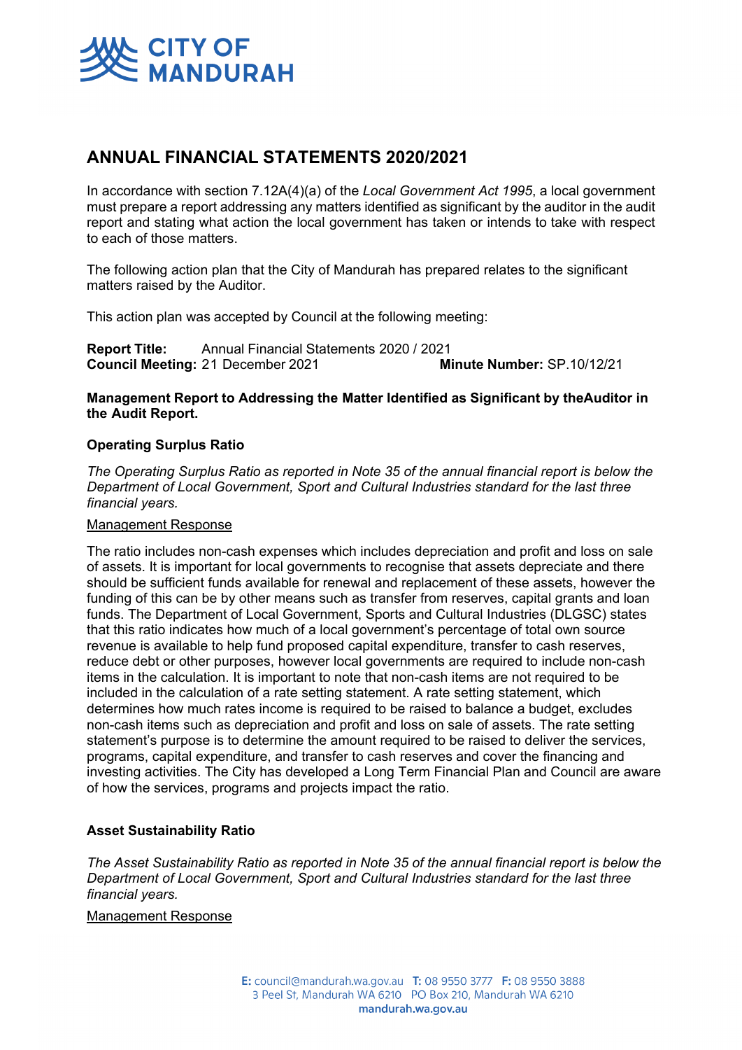CITY OF MANDURAH

# ANNUAL FINANCIAL STATEMENTS 2020/2021

In accordance with section 7.12A(4)(a) of the *Local Government Act 1995*, a local government must prepare a report addressing any matters identified as significant by the auditor in the audit report and stating what action the local government has taken or intends to take with respect to each of those matters.

The following action plan that the City of Mandurah has prepared relates to the significant matters raised by the Auditor.

This action plan was accepted by Council at the following meeting:

**Report Title:** Annual Financial Statements 2020 / 2021
**Council Meeting:** 21 December 2021 **Minute Number:** SP.10/12/21

**Management Report to Addressing the Matter Identified as Significant by theAuditor in the Audit Report.**

### Operating Surplus Ratio

*The Operating Surplus Ratio as reported in Note 35 of the annual financial report is below the Department of Local Government, Sport and Cultural Industries standard for the last three financial years.*

Management Response

The ratio includes non-cash expenses which includes depreciation and profit and loss on sale of assets. It is important for local governments to recognise that assets depreciate and there should be sufficient funds available for renewal and replacement of these assets, however the funding of this can be by other means such as transfer from reserves, capital grants and loan funds. The Department of Local Government, Sports and Cultural Industries (DLGSC) states that this ratio indicates how much of a local government's percentage of total own source revenue is available to help fund proposed capital expenditure, transfer to cash reserves, reduce debt or other purposes, however local governments are required to include non-cash items in the calculation. It is important to note that non-cash items are not required to be included in the calculation of a rate setting statement. A rate setting statement, which determines how much rates income is required to be raised to balance a budget, excludes non-cash items such as depreciation and profit and loss on sale of assets. The rate setting statement's purpose is to determine the amount required to be raised to deliver the services, programs, capital expenditure, and transfer to cash reserves and cover the financing and investing activities. The City has developed a Long Term Financial Plan and Council are aware of how the services, programs and projects impact the ratio.

### Asset Sustainability Ratio

*The Asset Sustainability Ratio as reported in Note 35 of the annual financial report is below the Department of Local Government, Sport and Cultural Industries standard for the last three financial years.*

Management Response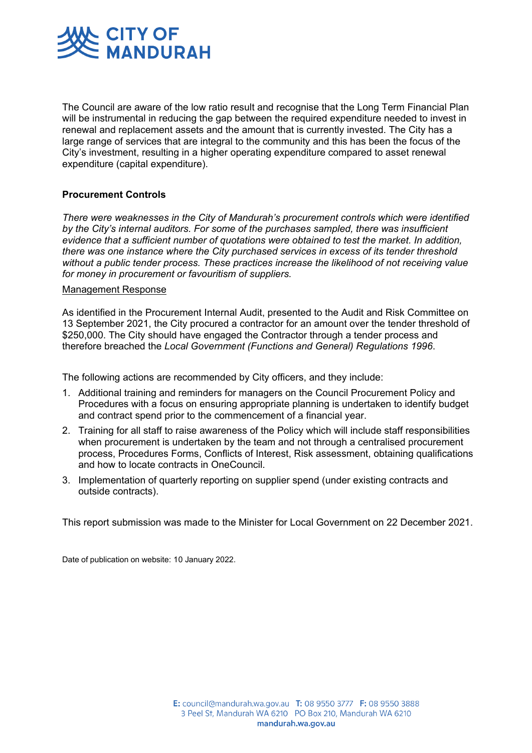The Council are aware of the low ratio result and recognise that the Long Term Financial Plan will be instrumental in reducing the gap between the required expenditure needed to invest in renewal and replacement assets and the amount that is currently invested. The City has a large range of services that are integral to the community and this has been the focus of the City's investment, resulting in a higher operating expenditure compared to asset renewal expenditure (capital expenditure).

**Procurement Controls**

*There were weaknesses in the City of Mandurah's procurement controls which were identified by the City's internal auditors. For some of the purchases sampled, there was insufficient evidence that a sufficient number of quotations were obtained to test the market. In addition, there was one instance where the City purchased services in excess of its tender threshold without a public tender process. These practices increase the likelihood of not receiving value for money in procurement or favouritism of suppliers.*

<u>Management Response</u>

As identified in the Procurement Internal Audit, presented to the Audit and Risk Committee on 13 September 2021, the City procured a contractor for an amount over the tender threshold of $250,000. The City should have engaged the Contractor through a tender process and therefore breached the *Local Government (Functions and General) Regulations 1996*.

The following actions are recommended by City officers, and they include:

1. Additional training and reminders for managers on the Council Procurement Policy and Procedures with a focus on ensuring appropriate planning is undertaken to identify budget and contract spend prior to the commencement of a financial year.
2. Training for all staff to raise awareness of the Policy which will include staff responsibilities when procurement is undertaken by the team and not through a centralised procurement process, Procedures Forms, Conflicts of Interest, Risk assessment, obtaining qualifications and how to locate contracts in OneCouncil.
3. Implementation of quarterly reporting on supplier spend (under existing contracts and outside contracts).

This report submission was made to the Minister for Local Government on 22 December 2021.

Date of publication on website: 10 January 2022.